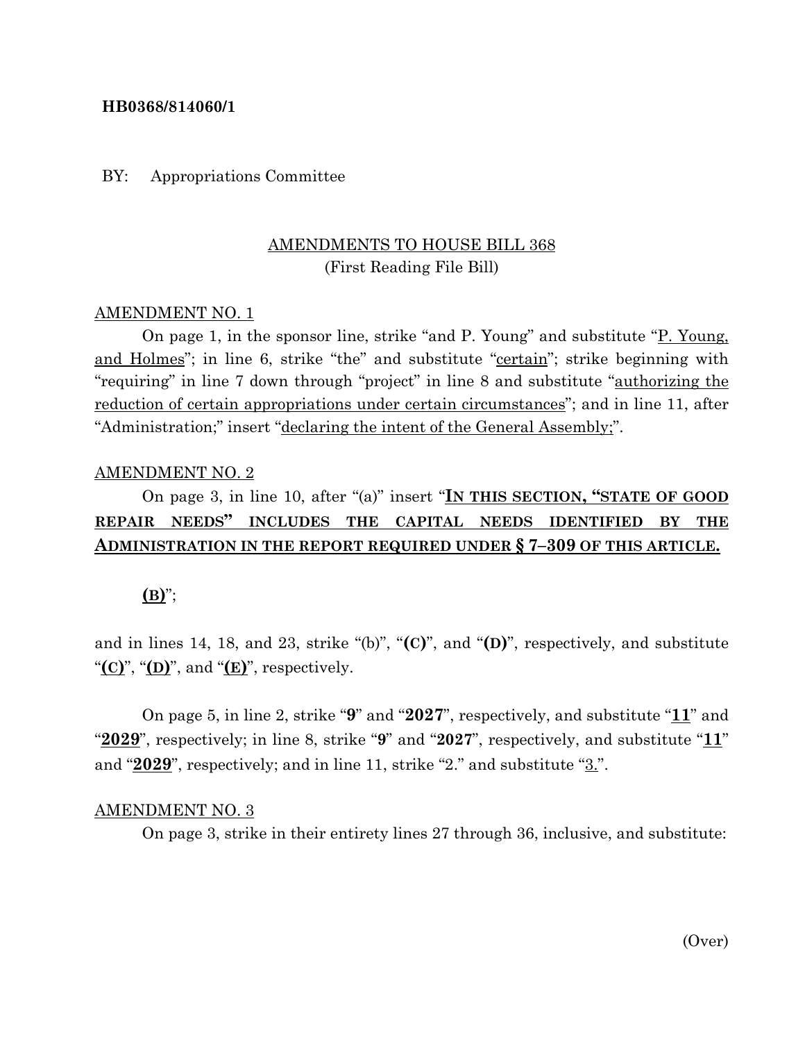**HB0368/814060/1**

BY: Appropriations Committee

AMENDMENTS TO HOUSE BILL 368
(First Reading File Bill)

AMENDMENT NO. 1

On page 1, in the sponsor line, strike "and P. Young" and substitute "P. Young, and Holmes"; in line 6, strike "the" and substitute "certain"; strike beginning with "requiring" in line 7 down through "project" in line 8 and substitute "authorizing the reduction of certain appropriations under certain circumstances"; and in line 11, after "Administration;" insert "declaring the intent of the General Assembly;".

AMENDMENT NO. 2

On page 3, in line 10, after "(a)" insert "**IN THIS SECTION, "STATE OF GOOD REPAIR NEEDS" INCLUDES THE CAPITAL NEEDS IDENTIFIED BY THE ADMINISTRATION IN THE REPORT REQUIRED UNDER § 7–309 OF THIS ARTICLE.**

**(B)**";

and in lines 14, 18, and 23, strike "(b)", "**(C)**", and "**(D)**", respectively, and substitute "**(C)**", "**(D)**", and "**(E)**", respectively.

On page 5, in line 2, strike "**9**" and "**2027**", respectively, and substitute "**11**" and "**2029**", respectively; in line 8, strike "**9**" and "**2027**", respectively, and substitute "**11**" and "**2029**", respectively; and in line 11, strike "2." and substitute "3.".

AMENDMENT NO. 3

On page 3, strike in their entirety lines 27 through 36, inclusive, and substitute: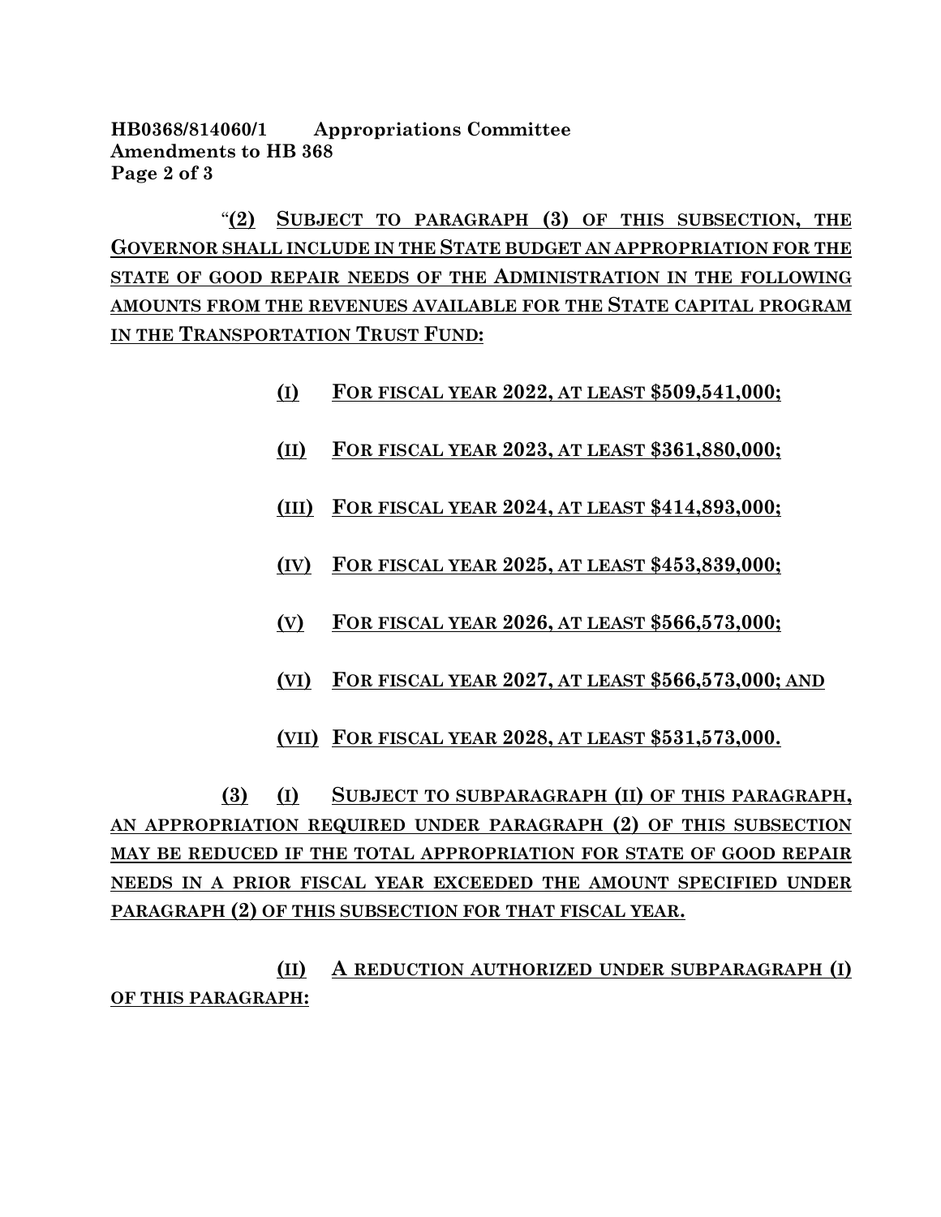“**(2)** **SUBJECT TO PARAGRAPH (3) OF THIS SUBSECTION, THE GOVERNOR SHALL INCLUDE IN THE STATE BUDGET AN APPROPRIATION FOR THE STATE OF GOOD REPAIR NEEDS OF THE ADMINISTRATION IN THE FOLLOWING AMOUNTS FROM THE REVENUES AVAILABLE FOR THE STATE CAPITAL PROGRAM IN THE TRANSPORTATION TRUST FUND:**

**(I)** **FOR FISCAL YEAR 2022, AT LEAST $509,541,000;**

**(II)** **FOR FISCAL YEAR 2023, AT LEAST $361,880,000;**

**(III)** **FOR FISCAL YEAR 2024, AT LEAST $414,893,000;**

**(IV)** **FOR FISCAL YEAR 2025, AT LEAST $453,839,000;**

**(V)** **FOR FISCAL YEAR 2026, AT LEAST $566,573,000;**

**(VI)** **FOR FISCAL YEAR 2027, AT LEAST $566,573,000; AND**

**(VII)** **FOR FISCAL YEAR 2028, AT LEAST $531,573,000.**

**(3)** **(I)** **SUBJECT TO SUBPARAGRAPH (II) OF THIS PARAGRAPH, AN APPROPRIATION REQUIRED UNDER PARAGRAPH (2) OF THIS SUBSECTION MAY BE REDUCED IF THE TOTAL APPROPRIATION FOR STATE OF GOOD REPAIR NEEDS IN A PRIOR FISCAL YEAR EXCEEDED THE AMOUNT SPECIFIED UNDER PARAGRAPH (2) OF THIS SUBSECTION FOR THAT FISCAL YEAR.**

**(II)** **A REDUCTION AUTHORIZED UNDER SUBPARAGRAPH (I) OF THIS PARAGRAPH:**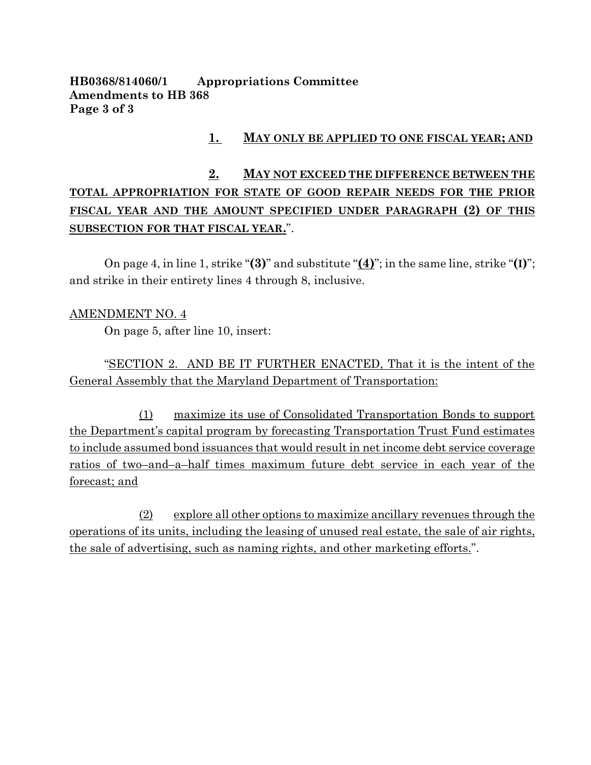**HB0368/814060/1 Appropriations Committee**
**Amendments to HB 368**

**1. MAY ONLY BE APPLIED TO ONE FISCAL YEAR; AND**

**2. MAY NOT EXCEED THE DIFFERENCE BETWEEN THE TOTAL APPROPRIATION FOR STATE OF GOOD REPAIR NEEDS FOR THE PRIOR FISCAL YEAR AND THE AMOUNT SPECIFIED UNDER PARAGRAPH (2) OF THIS SUBSECTION FOR THAT FISCAL YEAR.**".

On page 4, in line 1, strike "**(3)**" and substitute "**(4)**"; in the same line, strike "**(I)**"; and strike in their entirety lines 4 through 8, inclusive.

AMENDMENT NO. 4

On page 5, after line 10, insert:

"SECTION 2. AND BE IT FURTHER ENACTED, That it is the intent of the General Assembly that the Maryland Department of Transportation:

(1) maximize its use of Consolidated Transportation Bonds to support the Department's capital program by forecasting Transportation Trust Fund estimates to include assumed bond issuances that would result in net income debt service coverage ratios of two–and–a–half times maximum future debt service in each year of the forecast; and

(2) explore all other options to maximize ancillary revenues through the operations of its units, including the leasing of unused real estate, the sale of air rights, the sale of advertising, such as naming rights, and other marketing efforts.".